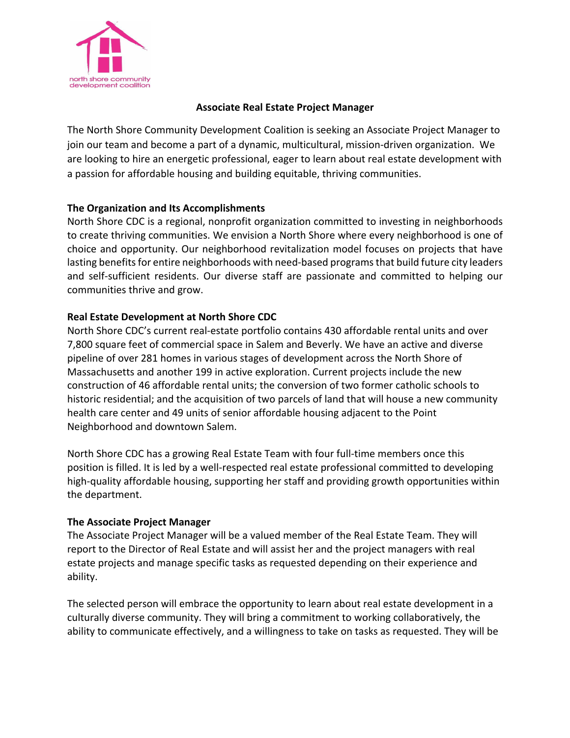north shore community development coalition

# Associate Real Estate Project Manager

The North Shore Community Development Coalition is seeking an Associate Project Manager to join our team and become a part of a dynamic, multicultural, mission-driven organization. We are looking to hire an energetic professional, eager to learn about real estate development with a passion for affordable housing and building equitable, thriving communities.

## The Organization and Its Accomplishments

North Shore CDC is a regional, nonprofit organization committed to investing in neighborhoods to create thriving communities. We envision a North Shore where every neighborhood is one of choice and opportunity. Our neighborhood revitalization model focuses on projects that have lasting benefits for entire neighborhoods with need-based programs that build future city leaders and self-sufficient residents. Our diverse staff are passionate and committed to helping our communities thrive and grow.

## Real Estate Development at North Shore CDC

North Shore CDC's current real-estate portfolio contains 430 affordable rental units and over 7,800 square feet of commercial space in Salem and Beverly. We have an active and diverse pipeline of over 281 homes in various stages of development across the North Shore of Massachusetts and another 199 in active exploration. Current projects include the new construction of 46 affordable rental units; the conversion of two former catholic schools to historic residential; and the acquisition of two parcels of land that will house a new community health care center and 49 units of senior affordable housing adjacent to the Point Neighborhood and downtown Salem.

North Shore CDC has a growing Real Estate Team with four full-time members once this position is filled. It is led by a well-respected real estate professional committed to developing high-quality affordable housing, supporting her staff and providing growth opportunities within the department.

## The Associate Project Manager

The Associate Project Manager will be a valued member of the Real Estate Team. They will report to the Director of Real Estate and will assist her and the project managers with real estate projects and manage specific tasks as requested depending on their experience and ability.

The selected person will embrace the opportunity to learn about real estate development in a culturally diverse community. They will bring a commitment to working collaboratively, the ability to communicate effectively, and a willingness to take on tasks as requested. They will be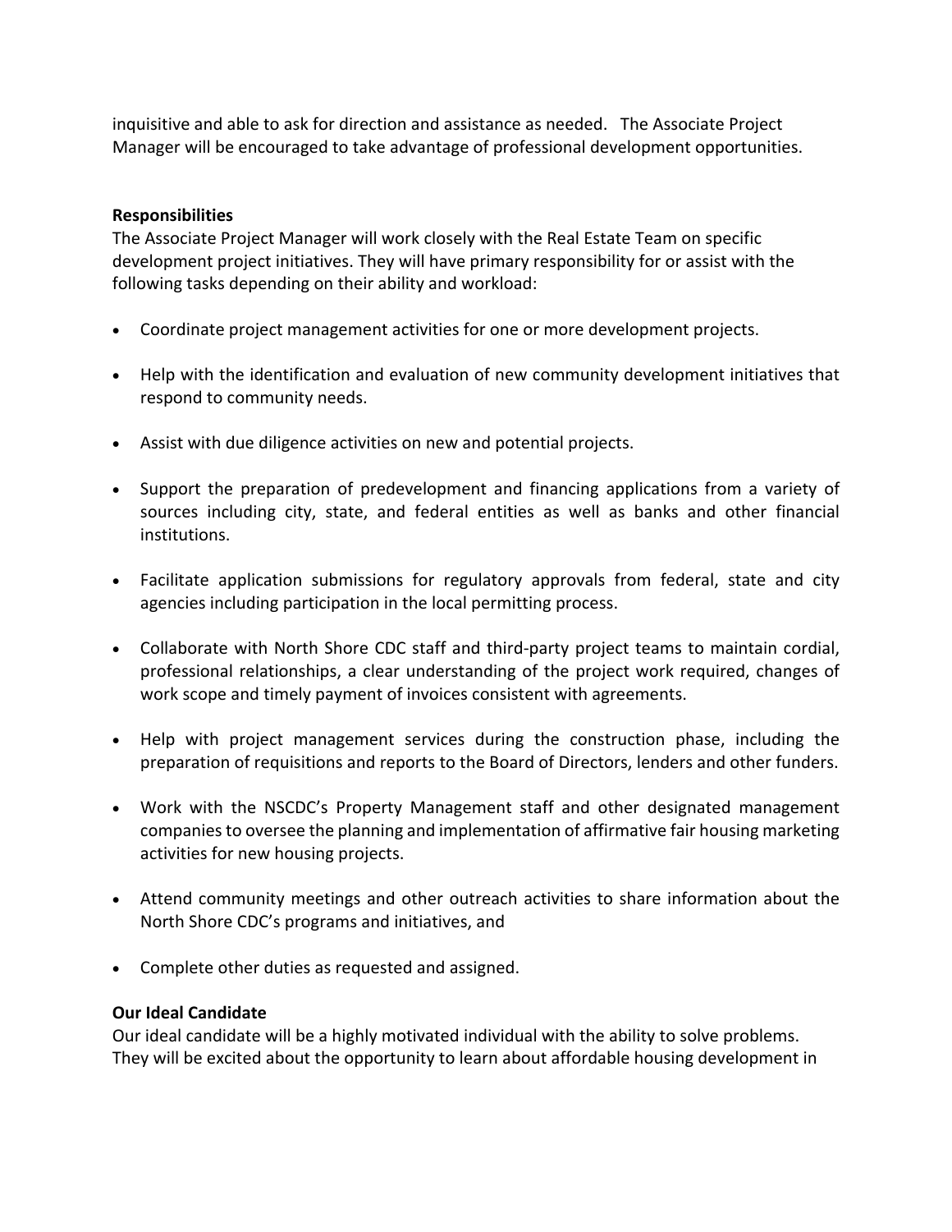inquisitive and able to ask for direction and assistance as needed. The Associate Project Manager will be encouraged to take advantage of professional development opportunities.

**Responsibilities**

The Associate Project Manager will work closely with the Real Estate Team on specific development project initiatives. They will have primary responsibility for or assist with the following tasks depending on their ability and workload:

- Coordinate project management activities for one or more development projects.
- Help with the identification and evaluation of new community development initiatives that respond to community needs.
- Assist with due diligence activities on new and potential projects.
- Support the preparation of predevelopment and financing applications from a variety of sources including city, state, and federal entities as well as banks and other financial institutions.
- Facilitate application submissions for regulatory approvals from federal, state and city agencies including participation in the local permitting process.
- Collaborate with North Shore CDC staff and third-party project teams to maintain cordial, professional relationships, a clear understanding of the project work required, changes of work scope and timely payment of invoices consistent with agreements.
- Help with project management services during the construction phase, including the preparation of requisitions and reports to the Board of Directors, lenders and other funders.
- Work with the NSCDC's Property Management staff and other designated management companies to oversee the planning and implementation of affirmative fair housing marketing activities for new housing projects.
- Attend community meetings and other outreach activities to share information about the North Shore CDC's programs and initiatives, and
- Complete other duties as requested and assigned.

**Our Ideal Candidate**

Our ideal candidate will be a highly motivated individual with the ability to solve problems. They will be excited about the opportunity to learn about affordable housing development in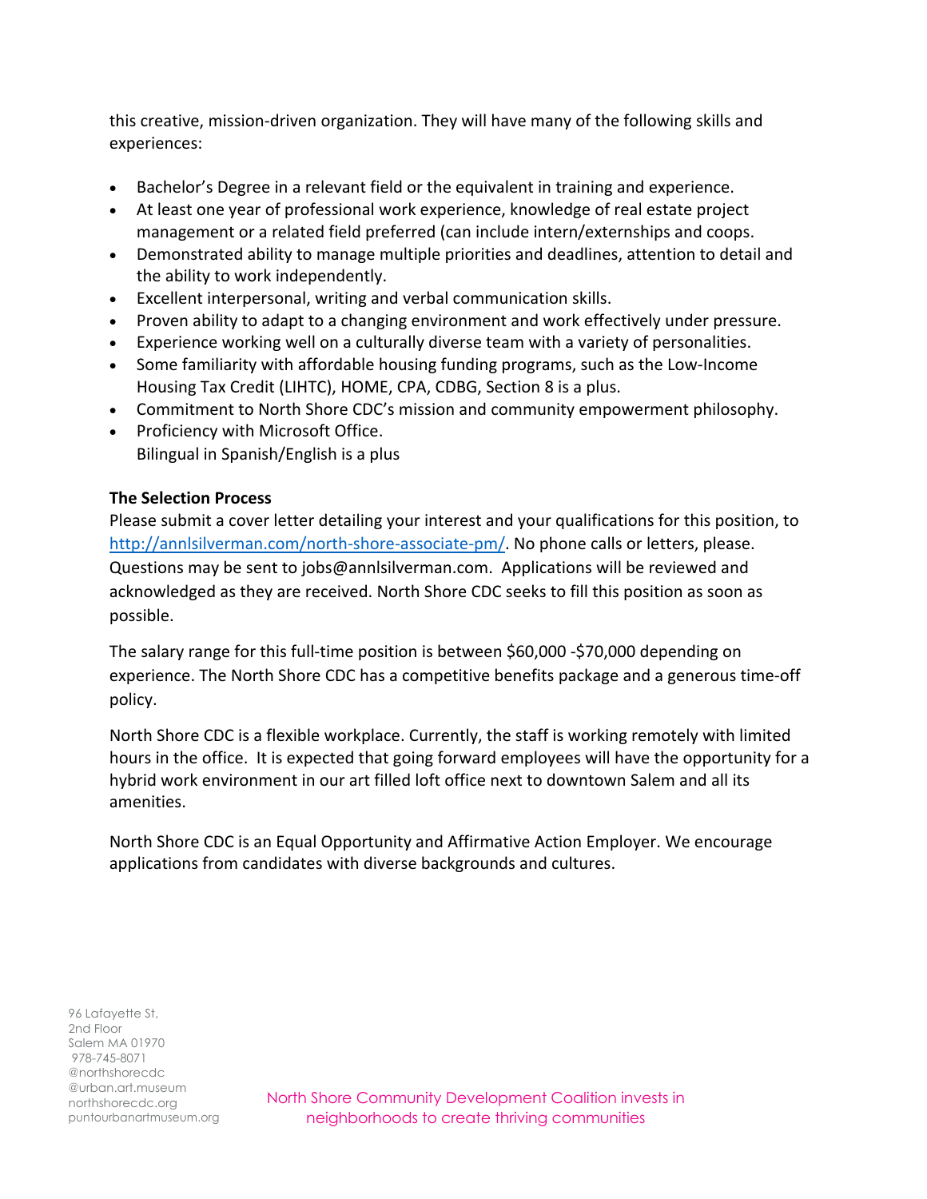this creative, mission-driven organization. They will have many of the following skills and experiences:

- Bachelor's Degree in a relevant field or the equivalent in training and experience.
- At least one year of professional work experience, knowledge of real estate project management or a related field preferred (can include intern/externships and coops.
- Demonstrated ability to manage multiple priorities and deadlines, attention to detail and the ability to work independently.
- Excellent interpersonal, writing and verbal communication skills.
- Proven ability to adapt to a changing environment and work effectively under pressure.
- Experience working well on a culturally diverse team with a variety of personalities.
- Some familiarity with affordable housing funding programs, such as the Low-Income Housing Tax Credit (LIHTC), HOME, CPA, CDBG, Section 8 is a plus.
- Commitment to North Shore CDC's mission and community empowerment philosophy.
- Proficiency with Microsoft Office.
  Bilingual in Spanish/English is a plus

**The Selection Process**

Please submit a cover letter detailing your interest and your qualifications for this position, to http://annlsilverman.com/north-shore-associate-pm/. No phone calls or letters, please. Questions may be sent to jobs@annlsilverman.com. Applications will be reviewed and acknowledged as they are received. North Shore CDC seeks to fill this position as soon as possible.

The salary range for this full-time position is between $60,000 -$70,000 depending on experience. The North Shore CDC has a competitive benefits package and a generous time-off policy.

North Shore CDC is a flexible workplace. Currently, the staff is working remotely with limited hours in the office. It is expected that going forward employees will have the opportunity for a hybrid work environment in our art filled loft office next to downtown Salem and all its amenities.

North Shore CDC is an Equal Opportunity and Affirmative Action Employer. We encourage applications from candidates with diverse backgrounds and cultures.